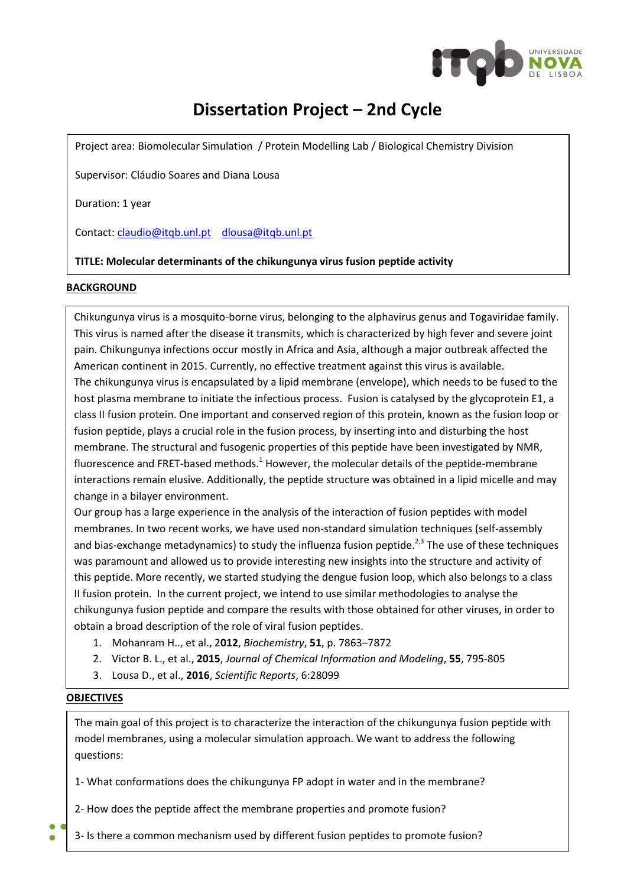# Dissertation Project – 2nd Cycle

Project area: Biomolecular Simulation / Protein Modelling Lab / Biological Chemistry Division

Supervisor: Cláudio Soares and Diana Lousa

Duration: 1 year

Contact: claudio@itqb.unl.pt dlousa@itqb.unl.pt

**TITLE: Molecular determinants of the chikungunya virus fusion peptide activity**

## BACKGROUND

Chikungunya virus is a mosquito-borne virus, belonging to the alphavirus genus and Togaviridae family. This virus is named after the disease it transmits, which is characterized by high fever and severe joint pain. Chikungunya infections occur mostly in Africa and Asia, although a major outbreak affected the American continent in 2015. Currently, no effective treatment against this virus is available.
The chikungunya virus is encapsulated by a lipid membrane (envelope), which needs to be fused to the host plasma membrane to initiate the infectious process. Fusion is catalysed by the glycoprotein E1, a class II fusion protein. One important and conserved region of this protein, known as the fusion loop or fusion peptide, plays a crucial role in the fusion process, by inserting into and disturbing the host membrane. The structural and fusogenic properties of this peptide have been investigated by NMR, fluorescence and FRET-based methods.[1] However, the molecular details of the peptide-membrane interactions remain elusive. Additionally, the peptide structure was obtained in a lipid micelle and may change in a bilayer environment.
Our group has a large experience in the analysis of the interaction of fusion peptides with model membranes. In two recent works, we have used non-standard simulation techniques (self-assembly and bias-exchange metadynamics) to study the influenza fusion peptide.[2,3] The use of these techniques was paramount and allowed us to provide interesting new insights into the structure and activity of this peptide. More recently, we started studying the dengue fusion loop, which also belongs to a class II fusion protein. In the current project, we intend to use similar methodologies to analyse the chikungunya fusion peptide and compare the results with those obtained for other viruses, in order to obtain a broad description of the role of viral fusion peptides.

1. Mohanram H.., et al., 2**012**, *Biochemistry*, **51**, p. 7863–7872
2. Victor B. L., et al., **2015**, *Journal of Chemical Information and Modeling*, **55**, 795-805
3. Lousa D., et al., **2016**, *Scientific Reports*, 6:28099

## OBJECTIVES

The main goal of this project is to characterize the interaction of the chikungunya fusion peptide with model membranes, using a molecular simulation approach. We want to address the following questions:

1- What conformations does the chikungunya FP adopt in water and in the membrane?

2- How does the peptide affect the membrane properties and promote fusion?

3- Is there a common mechanism used by different fusion peptides to promote fusion?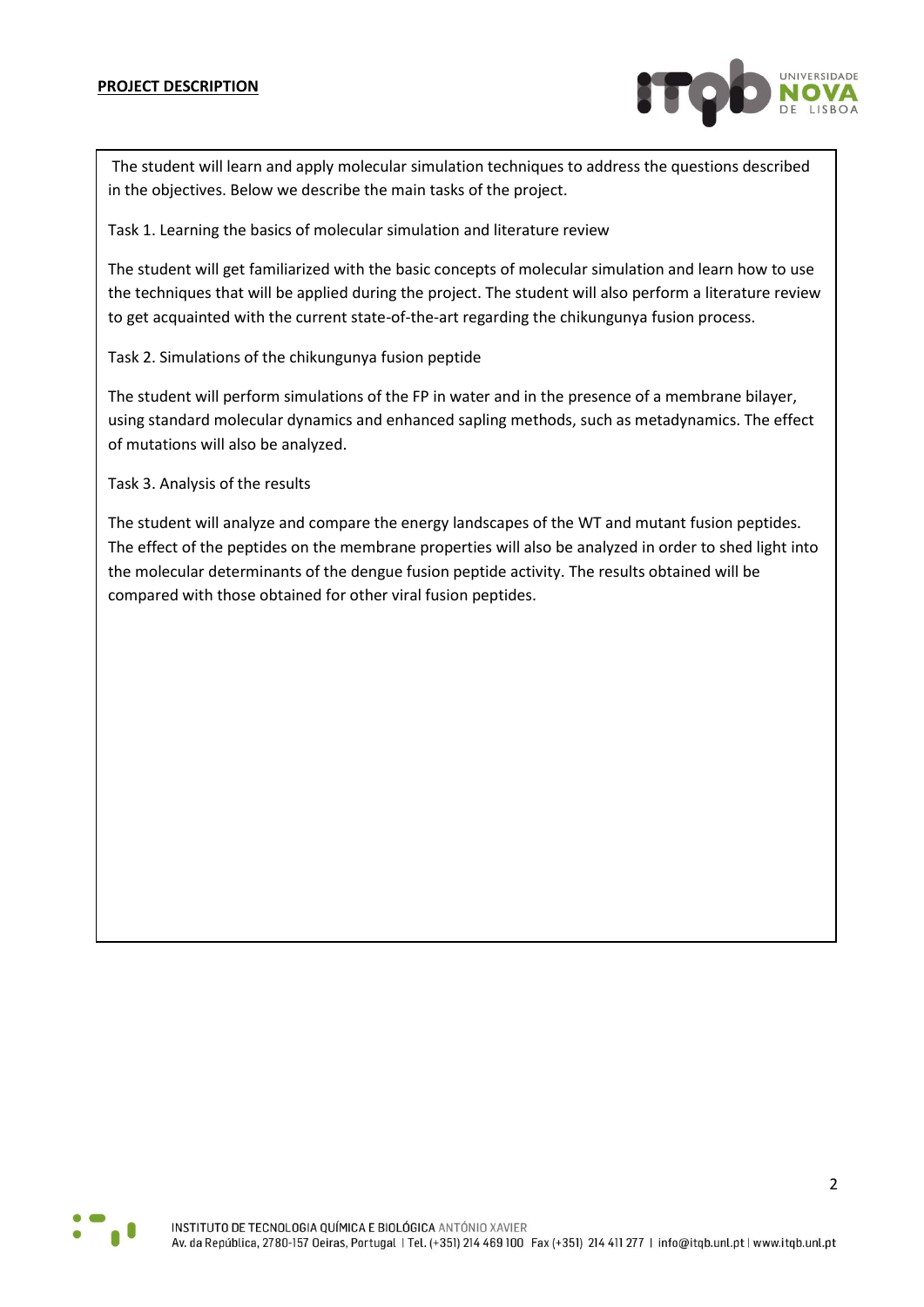**PROJECT DESCRIPTION**

The student will learn and apply molecular simulation techniques to address the questions described in the objectives. Below we describe the main tasks of the project.

Task 1. Learning the basics of molecular simulation and literature review

The student will get familiarized with the basic concepts of molecular simulation and learn how to use the techniques that will be applied during the project. The student will also perform a literature review to get acquainted with the current state-of-the-art regarding the chikungunya fusion process.

Task 2. Simulations of the chikungunya fusion peptide

The student will perform simulations of the FP in water and in the presence of a membrane bilayer, using standard molecular dynamics and enhanced sapling methods, such as metadynamics. The effect of mutations will also be analyzed.

Task 3. Analysis of the results

The student will analyze and compare the energy landscapes of the WT and mutant fusion peptides. The effect of the peptides on the membrane properties will also be analyzed in order to shed light into the molecular determinants of the dengue fusion peptide activity. The results obtained will be compared with those obtained for other viral fusion peptides.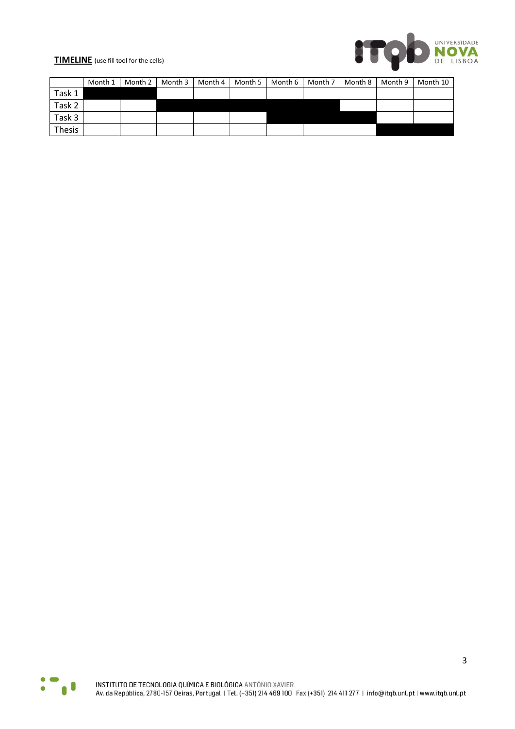**TIMELINE** (use fill tool for the cells)

| | Month 1 | Month 2 | Month 3 | Month 4 | Month 5 | Month 6 | Month 7 | Month 8 | Month 9 | Month 10 |
|---|---|---|---|---|---|---|---|---|---|---|
| Task 1 | | | | | | | | | | |
| Task 2 | | | | | | | | | | |
| Task 3 | | | | | | | | | | |
| Thesis | | | | | | | | | | |